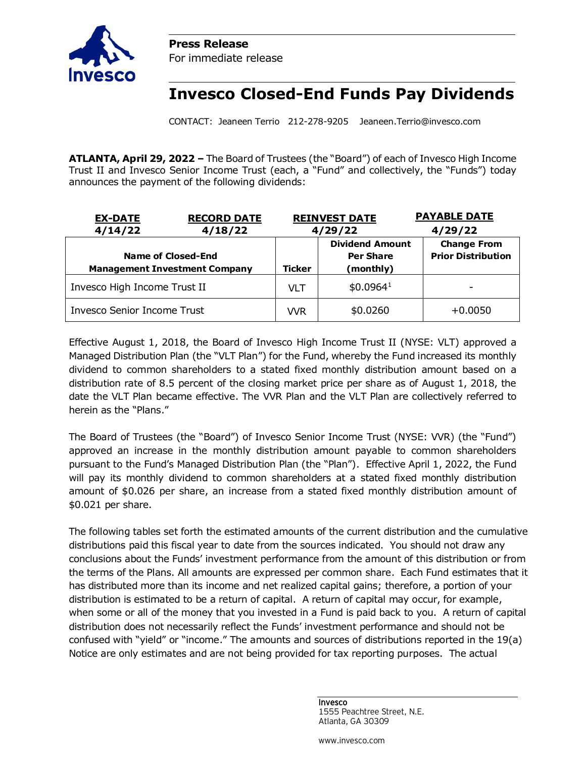**Press Release**
For immediate release

# Invesco Closed-End Funds Pay Dividends

CONTACT: Jeaneen Terrio 212-278-9205 Jeaneen.Terrio@invesco.com

**ATLANTA, April 29, 2022 –** The Board of Trustees (the "Board") of each of Invesco High Income Trust II and Invesco Senior Income Trust (each, a "Fund" and collectively, the "Funds") today announces the payment of the following dividends:

| **EX-DATE** | **RECORD DATE** | **REINVEST DATE** | **PAYABLE DATE** |
|---|---|---|---|
| **4/14/22** | **4/18/22** | **4/29/22** | **4/29/22** |

| Name of Closed-End Management Investment Company | Ticker | Dividend Amount Per Share (monthly) | Change From Prior Distribution |
|---|---|---|---|
| Invesco High Income Trust II | VLT | $0.0964[1] | - |
| Invesco Senior Income Trust | VVR | $0.0260 | +0.0050 |

Effective August 1, 2018, the Board of Invesco High Income Trust II (NYSE: VLT) approved a Managed Distribution Plan (the "VLT Plan") for the Fund, whereby the Fund increased its monthly dividend to common shareholders to a stated fixed monthly distribution amount based on a distribution rate of 8.5 percent of the closing market price per share as of August 1, 2018, the date the VLT Plan became effective. The VVR Plan and the VLT Plan are collectively referred to herein as the "Plans."

The Board of Trustees (the "Board") of Invesco Senior Income Trust (NYSE: VVR) (the "Fund") approved an increase in the monthly distribution amount payable to common shareholders pursuant to the Fund's Managed Distribution Plan (the "Plan"). Effective April 1, 2022, the Fund will pay its monthly dividend to common shareholders at a stated fixed monthly distribution amount of $0.026 per share, an increase from a stated fixed monthly distribution amount of $0.021 per share.

The following tables set forth the estimated amounts of the current distribution and the cumulative distributions paid this fiscal year to date from the sources indicated. You should not draw any conclusions about the Funds' investment performance from the amount of this distribution or from the terms of the Plans. All amounts are expressed per common share. Each Fund estimates that it has distributed more than its income and net realized capital gains; therefore, a portion of your distribution is estimated to be a return of capital. A return of capital may occur, for example, when some or all of the money that you invested in a Fund is paid back to you. A return of capital distribution does not necessarily reflect the Funds' investment performance and should not be confused with "yield" or "income." The amounts and sources of distributions reported in the 19(a) Notice are only estimates and are not being provided for tax reporting purposes. The actual

Invesco
1555 Peachtree Street, N.E.
Atlanta, GA 30309

www.invesco.com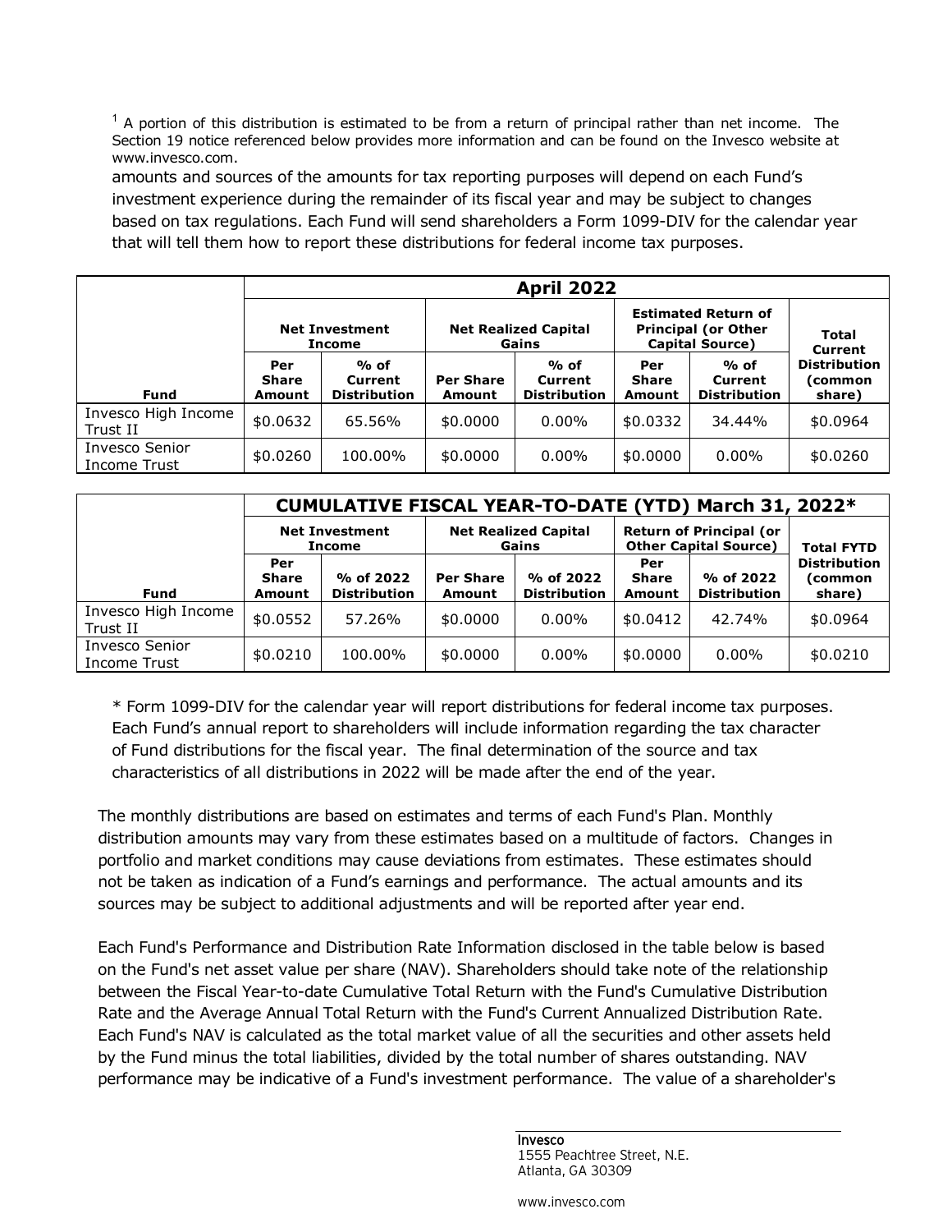[1] A portion of this distribution is estimated to be from a return of principal rather than net income. The Section 19 notice referenced below provides more information and can be found on the Invesco website at www.invesco.com.

amounts and sources of the amounts for tax reporting purposes will depend on each Fund's investment experience during the remainder of its fiscal year and may be subject to changes based on tax regulations. Each Fund will send shareholders a Form 1099-DIV for the calendar year that will tell them how to report these distributions for federal income tax purposes.

| | **April 2022** | | | | | | |
|---|---|---|---|---|---|---|---|
| | **Net Investment Income** | | **Net Realized Capital Gains** | | **Estimated Return of Principal (or Other Capital Source)** | | **Total Current Distribution (common share)** |
| **Fund** | **Per Share Amount** | **% of Current Distribution** | **Per Share Amount** | **% of Current Distribution** | **Per Share Amount** | **% of Current Distribution** | |
| Invesco High Income Trust II | $0.0632 | 65.56% | $0.0000 | 0.00% | $0.0332 | 34.44% | $0.0964 |
| Invesco Senior Income Trust | $0.0260 | 100.00% | $0.0000 | 0.00% | $0.0000 | 0.00% | $0.0260 |

| | **CUMULATIVE FISCAL YEAR-TO-DATE (YTD) March 31, 2022*** | | | | | | |
|---|---|---|---|---|---|---|---|
| | **Net Investment Income** | | **Net Realized Capital Gains** | | **Return of Principal (or Other Capital Source)** | | **Total FYTD Distribution (common share)** |
| **Fund** | **Per Share Amount** | **% of 2022 Distribution** | **Per Share Amount** | **% of 2022 Distribution** | **Per Share Amount** | **% of 2022 Distribution** | |
| Invesco High Income Trust II | $0.0552 | 57.26% | $0.0000 | 0.00% | $0.0412 | 42.74% | $0.0964 |
| Invesco Senior Income Trust | $0.0210 | 100.00% | $0.0000 | 0.00% | $0.0000 | 0.00% | $0.0210 |

* Form 1099-DIV for the calendar year will report distributions for federal income tax purposes. Each Fund's annual report to shareholders will include information regarding the tax character of Fund distributions for the fiscal year. The final determination of the source and tax characteristics of all distributions in 2022 will be made after the end of the year.

The monthly distributions are based on estimates and terms of each Fund's Plan. Monthly distribution amounts may vary from these estimates based on a multitude of factors. Changes in portfolio and market conditions may cause deviations from estimates. These estimates should not be taken as indication of a Fund's earnings and performance. The actual amounts and its sources may be subject to additional adjustments and will be reported after year end.

Each Fund's Performance and Distribution Rate Information disclosed in the table below is based on the Fund's net asset value per share (NAV). Shareholders should take note of the relationship between the Fiscal Year-to-date Cumulative Total Return with the Fund's Cumulative Distribution Rate and the Average Annual Total Return with the Fund's Current Annualized Distribution Rate. Each Fund's NAV is calculated as the total market value of all the securities and other assets held by the Fund minus the total liabilities, divided by the total number of shares outstanding. NAV performance may be indicative of a Fund's investment performance. The value of a shareholder's

Invesco
1555 Peachtree Street, N.E.
Atlanta, GA 30309

www.invesco.com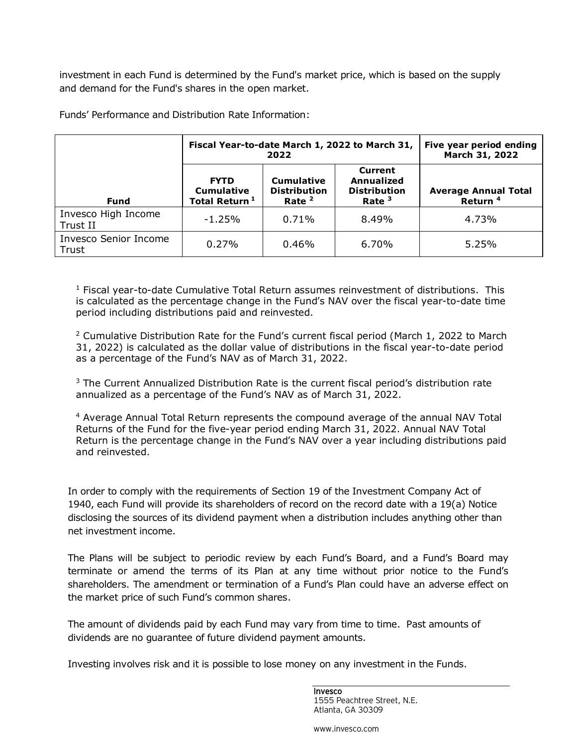investment in each Fund is determined by the Fund's market price, which is based on the supply and demand for the Fund's shares in the open market.

Funds' Performance and Distribution Rate Information:

| | Fiscal Year-to-date March 1, 2022 to March 31, 2022 | | | Five year period ending March 31, 2022 |
|---|---|---|---|---|
| **Fund** | **FYTD Cumulative Total Return** [1] | **Cumulative Distribution Rate** [2] | **Current Annualized Distribution Rate** [3] | **Average Annual Total Return** [4] |
| Invesco High Income Trust II | -1.25% | 0.71% | 8.49% | 4.73% |
| Invesco Senior Income Trust | 0.27% | 0.46% | 6.70% | 5.25% |

[1] Fiscal year-to-date Cumulative Total Return assumes reinvestment of distributions. This is calculated as the percentage change in the Fund's NAV over the fiscal year-to-date time period including distributions paid and reinvested.

[2] Cumulative Distribution Rate for the Fund's current fiscal period (March 1, 2022 to March 31, 2022) is calculated as the dollar value of distributions in the fiscal year-to-date period as a percentage of the Fund's NAV as of March 31, 2022.

[3] The Current Annualized Distribution Rate is the current fiscal period's distribution rate annualized as a percentage of the Fund's NAV as of March 31, 2022.

[4] Average Annual Total Return represents the compound average of the annual NAV Total Returns of the Fund for the five-year period ending March 31, 2022. Annual NAV Total Return is the percentage change in the Fund's NAV over a year including distributions paid and reinvested.

In order to comply with the requirements of Section 19 of the Investment Company Act of 1940, each Fund will provide its shareholders of record on the record date with a 19(a) Notice disclosing the sources of its dividend payment when a distribution includes anything other than net investment income.

The Plans will be subject to periodic review by each Fund's Board, and a Fund's Board may terminate or amend the terms of its Plan at any time without prior notice to the Fund's shareholders. The amendment or termination of a Fund's Plan could have an adverse effect on the market price of such Fund's common shares.

The amount of dividends paid by each Fund may vary from time to time. Past amounts of dividends are no guarantee of future dividend payment amounts.

Investing involves risk and it is possible to lose money on any investment in the Funds.

Invesco
1555 Peachtree Street, N.E.
Atlanta, GA 30309

www.invesco.com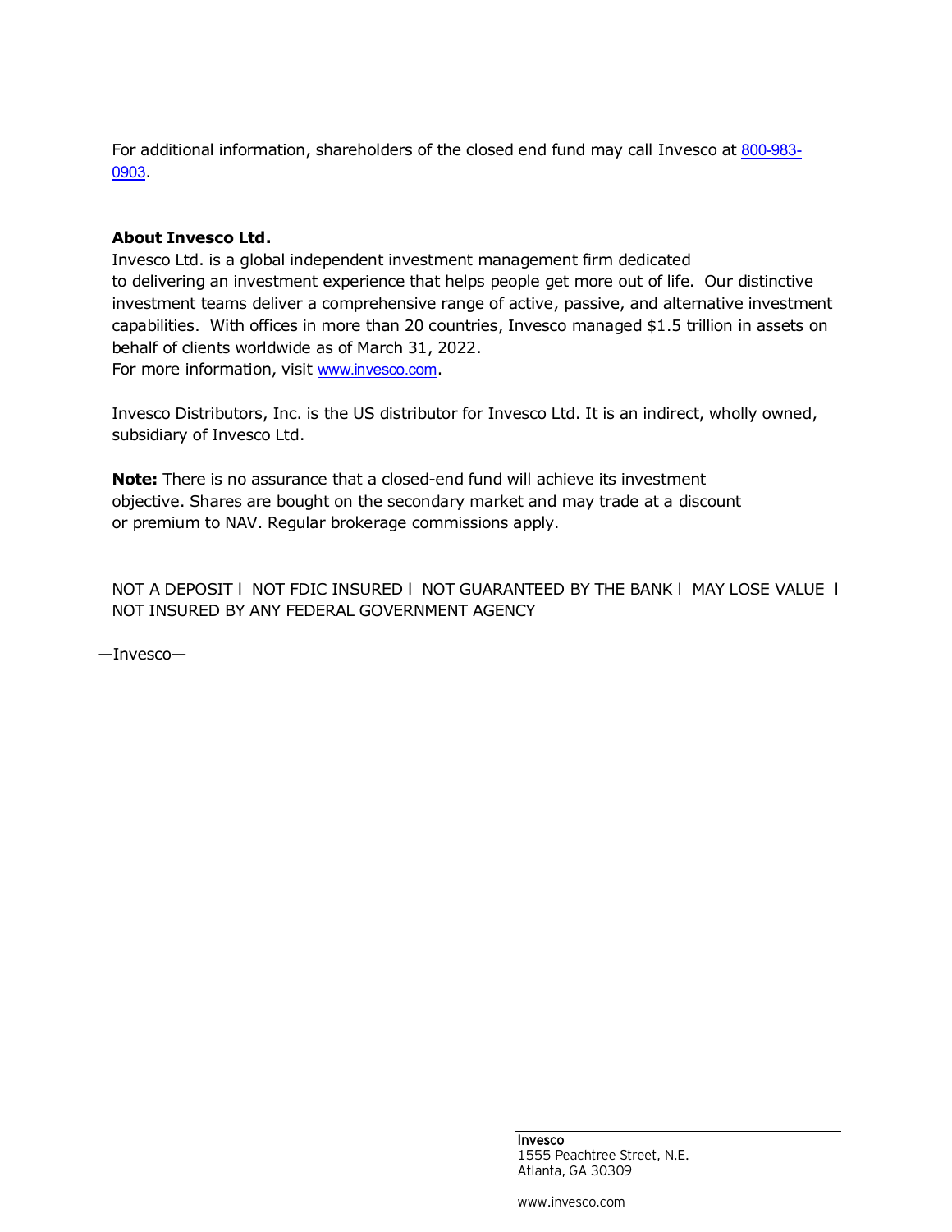For additional information, shareholders of the closed end fund may call Invesco at 800-983-0903.

**About Invesco Ltd.**

Invesco Ltd. is a global independent investment management firm dedicated to delivering an investment experience that helps people get more out of life. Our distinctive investment teams deliver a comprehensive range of active, passive, and alternative investment capabilities. With offices in more than 20 countries, Invesco managed $1.5 trillion in assets on behalf of clients worldwide as of March 31, 2022.
For more information, visit www.invesco.com.

Invesco Distributors, Inc. is the US distributor for Invesco Ltd. It is an indirect, wholly owned, subsidiary of Invesco Ltd.

**Note:** There is no assurance that a closed-end fund will achieve its investment objective. Shares are bought on the secondary market and may trade at a discount or premium to NAV. Regular brokerage commissions apply.

NOT A DEPOSIT l NOT FDIC INSURED l NOT GUARANTEED BY THE BANK l MAY LOSE VALUE l NOT INSURED BY ANY FEDERAL GOVERNMENT AGENCY

—Invesco—

Invesco
1555 Peachtree Street, N.E.
Atlanta, GA 30309

www.invesco.com